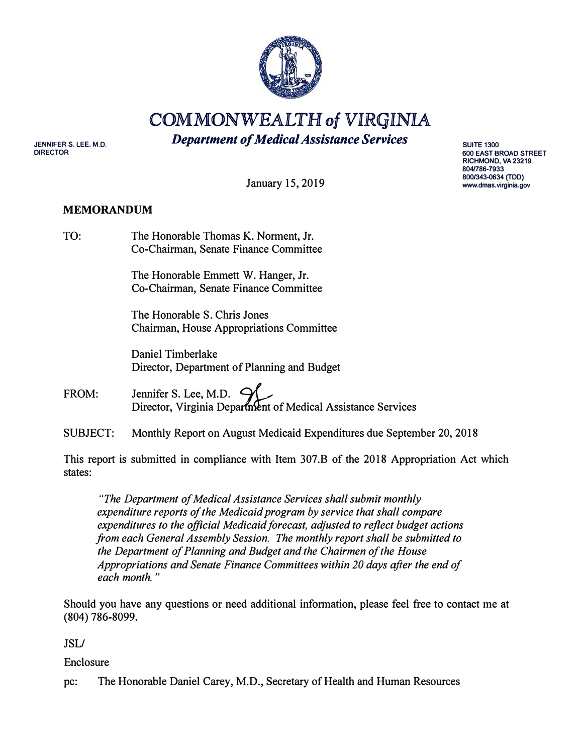# COMMONWEALTH *of* VIRGINIA

***Department of Medical Assistance Services***

JENNIFER S. LEE, M.D.
DIRECTOR

SUITE 1300
600 EAST BROAD STREET
RICHMOND, VA 23219
804/786-7933
800/343-0634 (TDD)
www.dmas.virginia.gov

January 15, 2019

**MEMORANDUM**

TO: The Honorable Thomas K. Norment, Jr.
Co-Chairman, Senate Finance Committee

The Honorable Emmett W. Hanger, Jr.
Co-Chairman, Senate Finance Committee

The Honorable S. Chris Jones
Chairman, House Appropriations Committee

Daniel Timberlake
Director, Department of Planning and Budget

FROM: Jennifer S. Lee, M.D.
Director, Virginia Department of Medical Assistance Services

SUBJECT: Monthly Report on August Medicaid Expenditures due September 20, 2018

This report is submitted in compliance with Item 307.B of the 2018 Appropriation Act which states:

> *"The Department of Medical Assistance Services shall submit monthly expenditure reports of the Medicaid program by service that shall compare expenditures to the official Medicaid forecast, adjusted to reflect budget actions from each General Assembly Session. The monthly report shall be submitted to the Department of Planning and Budget and the Chairmen of the House Appropriations and Senate Finance Committees within 20 days after the end of each month."*

Should you have any questions or need additional information, please feel free to contact me at (804) 786-8099.

JSL/

Enclosure

pc: The Honorable Daniel Carey, M.D., Secretary of Health and Human Resources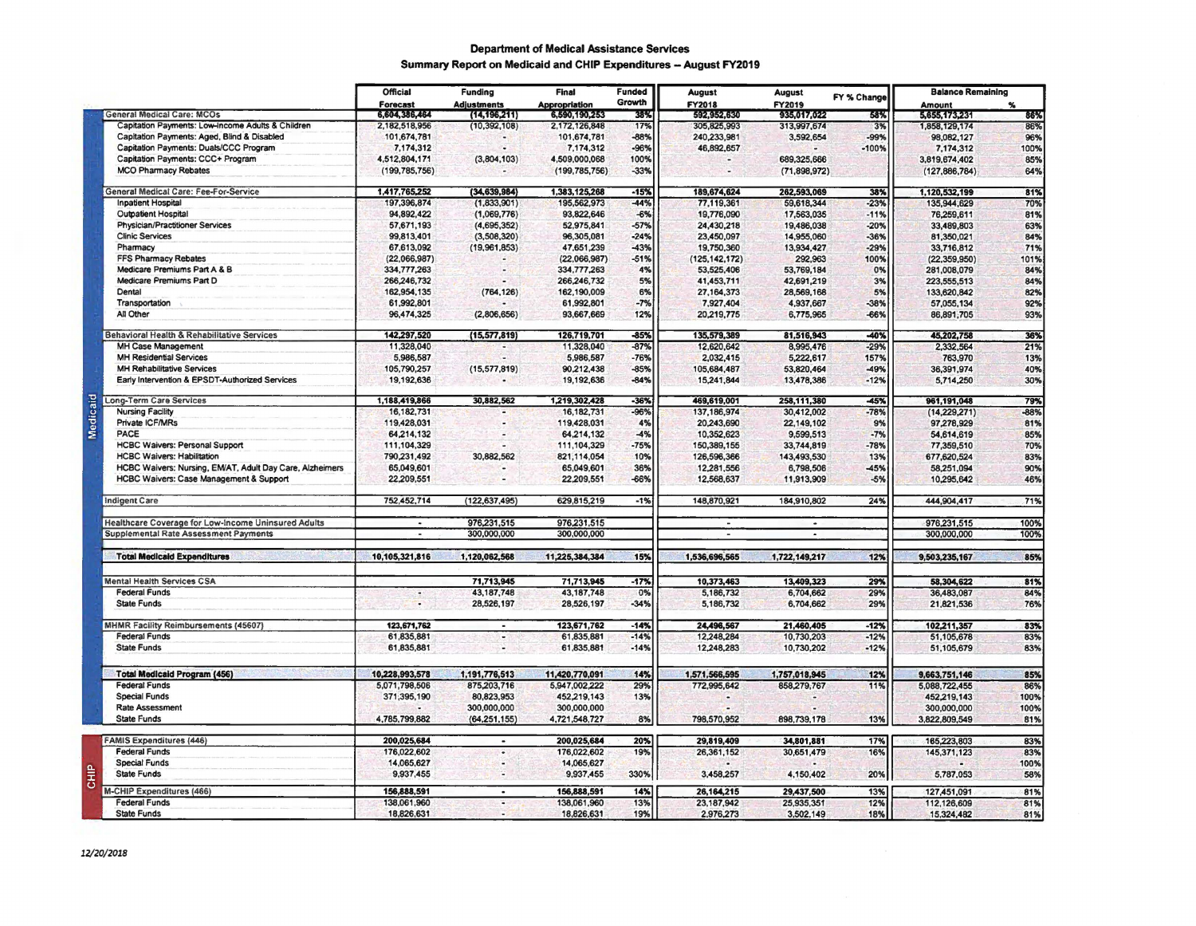# Department of Medical Assistance Services

## Summary Report on Medicaid and CHIP Expenditures – August FY2019

| | | Official Forecast | Funding Adjustments | Final Appropriation | Funded Growth | August FY2018 | August FY2019 | FY % Change | Balance Remaining Amount | % |
|---|---|---|---|---|---|---|---|---|---|---|
| Medicaid | **General Medical Care: MCOs** | **6,604,386,464** | **(14,196,211)** | **6,590,190,253** | **38%** | **592,952,630** | **935,017,022** | **58%** | **5,655,173,231** | **86%** |
| | Capitation Payments: Low-Income Adults & Children | 2,182,518,956 | (10,392,108) | 2,172,126,848 | 17% | 305,825,993 | 313,997,674 | 3% | 1,858,129,174 | 86% |
| | Capitation Payments: Aged, Blind & Disabled | 101,674,781 | - | 101,674,781 | -88% | 240,233,981 | 3,592,654 | -99% | 98,082,127 | 96% |
| | Capitation Payments: Duals/CCC Program | 7,174,312 | - | 7,174,312 | -96% | 46,892,657 | - | -100% | 7,174,312 | 100% |
| | Capitation Payments: CCC+ Program | 4,512,804,171 | (3,804,103) | 4,509,000,068 | 100% | - | 689,325,666 | | 3,819,674,402 | 85% |
| | MCO Pharmacy Rebates | (199,785,756) | - | (199,785,756) | -33% | - | (71,898,972) | | (127,886,784) | 64% |
| | **General Medical Care: Fee-For-Service** | **1,417,765,252** | **(34,639,984)** | **1,383,125,268** | **-15%** | **189,674,624** | **262,593,069** | **38%** | **1,120,532,199** | **81%** |
| | Inpatient Hospital | 197,396,874 | (1,833,901) | 195,562,973 | -44% | 77,119,361 | 59,618,344 | -23% | 135,944,629 | 70% |
| | Outpatient Hospital | 94,892,422 | (1,069,776) | 93,822,646 | -6% | 19,776,090 | 17,563,035 | -11% | 76,259,611 | 81% |
| | Physician/Practitioner Services | 57,671,193 | (4,695,352) | 52,975,841 | -57% | 24,430,218 | 19,486,038 | -20% | 33,489,803 | 63% |
| | Clinic Services | 99,813,401 | (3,508,320) | 96,305,081 | -24% | 23,450,097 | 14,955,060 | -36% | 81,350,021 | 84% |
| | Pharmacy | 67,613,092 | (19,961,853) | 47,651,239 | -43% | 19,750,360 | 13,934,427 | -29% | 33,716,812 | 71% |
| | FFS Pharmacy Rebates | (22,066,987) | - | (22,066,987) | -51% | (125,142,172) | 292,963 | 100% | (22,359,950) | 101% |
| | Medicare Premiums Part A & B | 334,777,263 | - | 334,777,263 | 4% | 53,525,406 | 53,769,184 | 0% | 281,008,079 | 84% |
| | Medicare Premiums Part D | 266,246,732 | - | 266,246,732 | 5% | 41,453,711 | 42,691,219 | 3% | 223,555,513 | 84% |
| | Dental | 162,954,135 | (764,126) | 162,190,009 | 6% | 27,164,373 | 28,569,166 | 5% | 133,620,842 | 82% |
| | Transportation | 61,992,801 | - | 61,992,801 | -7% | 7,927,404 | 4,937,667 | -38% | 57,055,134 | 92% |
| | All Other | 96,474,325 | (2,806,656) | 93,667,669 | 12% | 20,219,775 | 6,775,965 | -66% | 86,891,705 | 93% |
| | **Behavioral Health & Rehabilitative Services** | **142,297,520** | **(15,577,819)** | **126,719,701** | **-85%** | **135,579,389** | **81,516,943** | **-40%** | **45,202,758** | **36%** |
| | MH Case Management | 11,328,040 | - | 11,328,040 | -87% | 12,620,642 | 8,995,476 | -29% | 2,332,564 | 21% |
| | MH Residential Services | 5,986,587 | - | 5,986,587 | -76% | 2,032,415 | 5,222,617 | 157% | 763,970 | 13% |
| | MH Rehabilitative Services | 105,790,257 | (15,577,819) | 90,212,438 | -85% | 105,684,487 | 53,820,464 | -49% | 36,391,974 | 40% |
| | Early Intervention & EPSDT-Authorized Services | 19,192,636 | - | 19,192,636 | -84% | 15,241,844 | 13,478,386 | -12% | 5,714,250 | 30% |
| | **Long-Term Care Services** | **1,188,419,866** | **30,882,562** | **1,219,302,428** | **-36%** | **469,619,001** | **258,111,380** | **-45%** | **961,191,048** | **79%** |
| | Nursing Facility | 16,182,731 | - | 16,182,731 | -96% | 137,186,974 | 30,412,002 | -78% | (14,229,271) | -88% |
| | Private ICF/MRs | 119,428,031 | - | 119,428,031 | 4% | 20,243,690 | 22,149,102 | 9% | 97,278,929 | 81% |
| | PACE | 64,214,132 | - | 64,214,132 | -4% | 10,352,623 | 9,599,513 | -7% | 54,614,619 | 85% |
| | HCBC Waivers: Personal Support | 111,104,329 | - | 111,104,329 | -75% | 150,389,155 | 33,744,819 | -78% | 77,359,510 | 70% |
| | HCBC Waivers: Habilitation | 790,231,492 | 30,882,562 | 821,114,054 | 10% | 126,596,366 | 143,493,530 | 13% | 677,620,524 | 83% |
| | HCBC Waivers: Nursing, EM/AT, Adult Day Care, Alzheimers | 65,049,601 | - | 65,049,601 | 36% | 12,281,556 | 6,798,506 | -45% | 58,251,094 | 90% |
| | HCBC Waivers: Case Management & Support | 22,209,551 | - | 22,209,551 | -66% | 12,568,637 | 11,913,909 | -5% | 10,295,642 | 46% |
| | Indigent Care | 752,452,714 | (122,637,495) | 629,815,219 | -1% | 148,870,921 | 184,910,802 | 24% | 444,904,417 | 71% |
| | Healthcare Coverage for Low-Income Uninsured Adults | - | 976,231,515 | 976,231,515 | | - | - | | 976,231,515 | 100% |
| | Supplemental Rate Assessment Payments | - | 300,000,000 | 300,000,000 | | - | - | | 300,000,000 | 100% |
| | **Total Medicaid Expenditures** | **10,105,321,816** | **1,120,062,568** | **11,225,384,384** | **15%** | **1,536,696,565** | **1,722,149,217** | **12%** | **9,503,235,167** | **85%** |
| | **Mental Health Services CSA** | | **71,713,945** | **71,713,945** | **-17%** | **10,373,463** | **13,409,323** | **29%** | **58,304,622** | **81%** |
| | Federal Funds | - | 43,187,748 | 43,187,748 | 0% | 5,186,732 | 6,704,662 | 29% | 36,483,087 | 84% |
| | State Funds | - | 28,526,197 | 28,526,197 | -34% | 5,186,732 | 6,704,662 | 29% | 21,821,536 | 76% |
| | **MHMR Facility Reimbursements (45607)** | **123,671,762** | **-** | **123,671,762** | **-14%** | **24,496,567** | **21,460,405** | **-12%** | **102,211,357** | **83%** |
| | Federal Funds | 61,835,881 | - | 61,835,881 | -14% | 12,248,284 | 10,730,203 | -12% | 51,105,678 | 83% |
| | State Funds | 61,835,881 | - | 61,835,881 | -14% | 12,248,283 | 10,730,202 | -12% | 51,105,679 | 83% |
| | **Total Medicaid Program (456)** | **10,228,993,578** | **1,191,776,513** | **11,420,770,091** | **14%** | **1,571,566,595** | **1,757,018,945** | **12%** | **9,663,751,146** | **85%** |
| | Federal Funds | 5,071,798,506 | 875,203,716 | 5,947,002,222 | 29% | 772,995,642 | 858,279,767 | 11% | 5,088,722,455 | 86% |
| | Special Funds | 371,395,190 | 80,823,953 | 452,219,143 | 13% | - | - | | 452,219,143 | 100% |
| | Rate Assessment | - | 300,000,000 | 300,000,000 | | - | - | | 300,000,000 | 100% |
| | State Funds | 4,785,799,882 | (64,251,155) | 4,721,548,727 | 8% | 798,570,952 | 898,739,178 | 13% | 3,822,809,549 | 81% |
| CHIP | **FAMIS Expenditures (446)** | **200,025,684** | **-** | **200,025,684** | **20%** | **29,819,409** | **34,801,881** | **17%** | **165,223,803** | **83%** |
| | Federal Funds | 176,022,602 | - | 176,022,602 | 19% | 26,361,152 | 30,651,479 | 16% | 145,371,123 | 83% |
| | Special Funds | 14,065,627 | - | 14,065,627 | | - | - | | - | 100% |
| | State Funds | 9,937,455 | - | 9,937,455 | 330% | 3,458,257 | 4,150,402 | 20% | 5,787,053 | 58% |
| | **M-CHIP Expenditures (466)** | **156,888,591** | **-** | **156,888,591** | **14%** | **26,164,215** | **29,437,500** | **13%** | **127,451,091** | **81%** |
| | Federal Funds | 138,061,960 | - | 138,061,960 | 13% | 23,187,942 | 25,935,351 | 12% | 112,126,609 | 81% |
| | State Funds | 18,826,631 | - | 18,826,631 | 19% | 2,976,273 | 3,502,149 | 18% | 15,324,482 | 81% |

*12/20/2018*